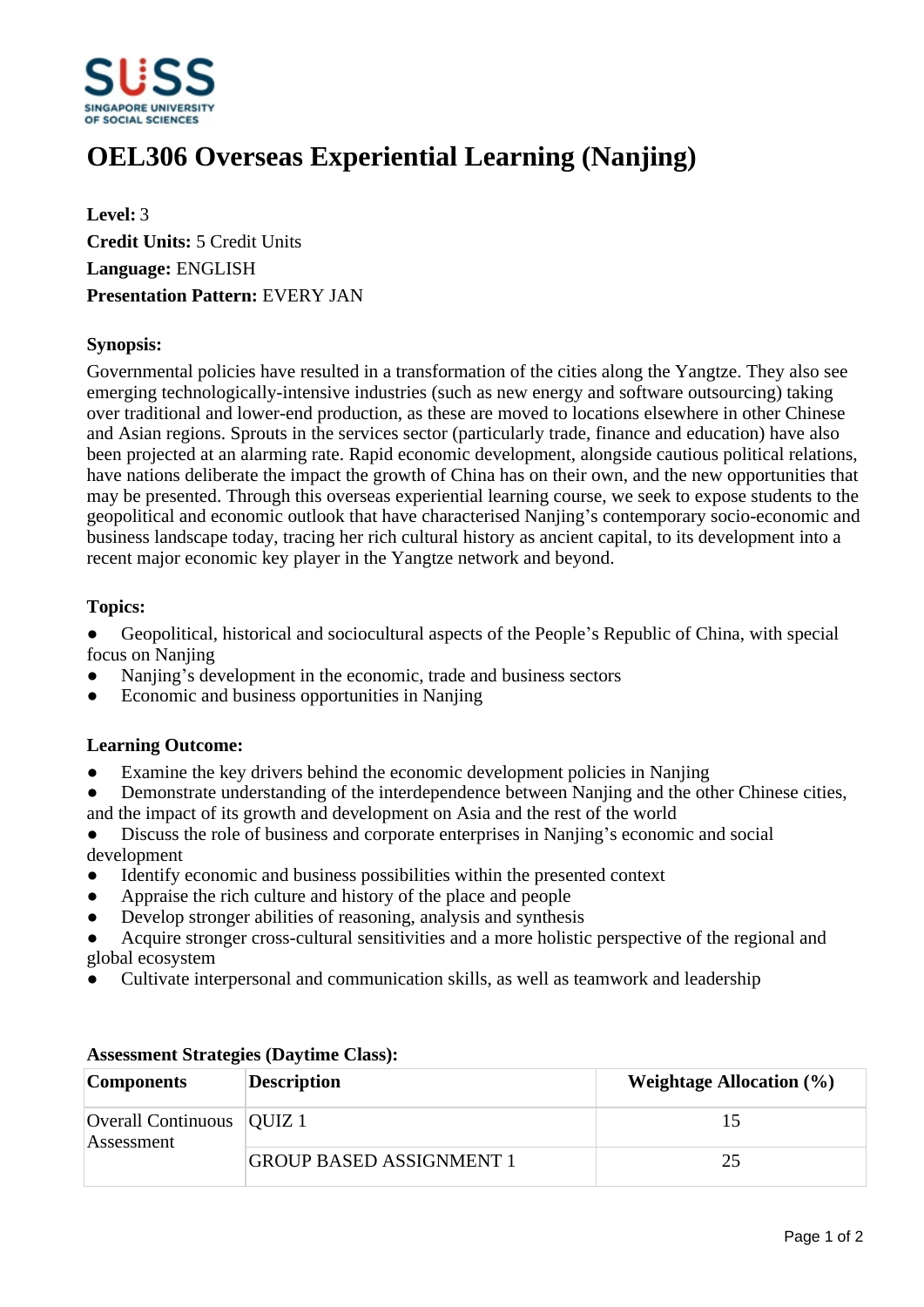# OEL306 Overseas Experiential Learning (Nanjing)

**Level:** 3
**Credit Units:** 5 Credit Units
**Language:** ENGLISH
**Presentation Pattern:** EVERY JAN

**Synopsis:**

Governmental policies have resulted in a transformation of the cities along the Yangtze. They also see emerging technologically-intensive industries (such as new energy and software outsourcing) taking over traditional and lower-end production, as these are moved to locations elsewhere in other Chinese and Asian regions. Sprouts in the services sector (particularly trade, finance and education) have also been projected at an alarming rate. Rapid economic development, alongside cautious political relations, have nations deliberate the impact the growth of China has on their own, and the new opportunities that may be presented. Through this overseas experiential learning course, we seek to expose students to the geopolitical and economic outlook that have characterised Nanjing's contemporary socio-economic and business landscape today, tracing her rich cultural history as ancient capital, to its development into a recent major economic key player in the Yangtze network and beyond.

**Topics:**

- Geopolitical, historical and sociocultural aspects of the People's Republic of China, with special focus on Nanjing
- Nanjing's development in the economic, trade and business sectors
- Economic and business opportunities in Nanjing

**Learning Outcome:**

- Examine the key drivers behind the economic development policies in Nanjing
- Demonstrate understanding of the interdependence between Nanjing and the other Chinese cities, and the impact of its growth and development on Asia and the rest of the world
- Discuss the role of business and corporate enterprises in Nanjing's economic and social development
- Identify economic and business possibilities within the presented context
- Appraise the rich culture and history of the place and people
- Develop stronger abilities of reasoning, analysis and synthesis
- Acquire stronger cross-cultural sensitivities and a more holistic perspective of the regional and global ecosystem
- Cultivate interpersonal and communication skills, as well as teamwork and leadership

**Assessment Strategies (Daytime Class):**

| Components | Description | Weightage Allocation (%) |
|---|---|---|
| Overall Continuous Assessment | QUIZ 1 | 15 |
| | GROUP BASED ASSIGNMENT 1 | 25 |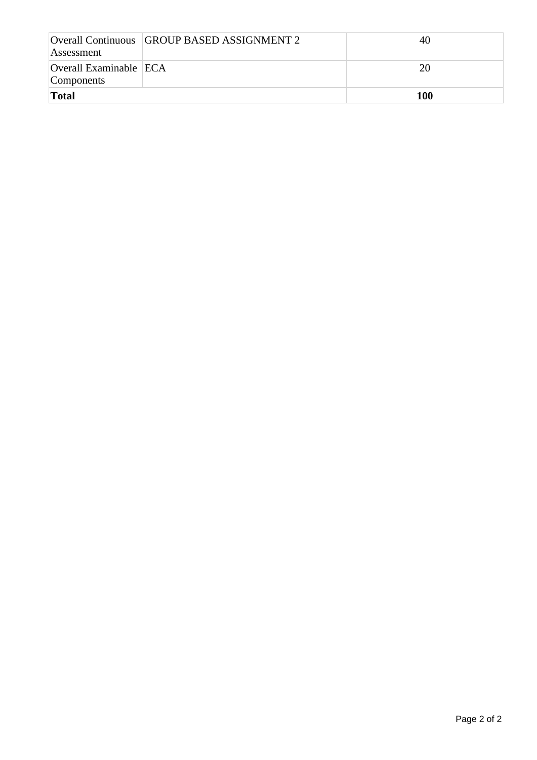| | | |
|---|---|---|
| Overall Continuous Assessment | GROUP BASED ASSIGNMENT 2 | 40 |
| Overall Examinable Components | ECA | 20 |
| **Total** | | **100** |